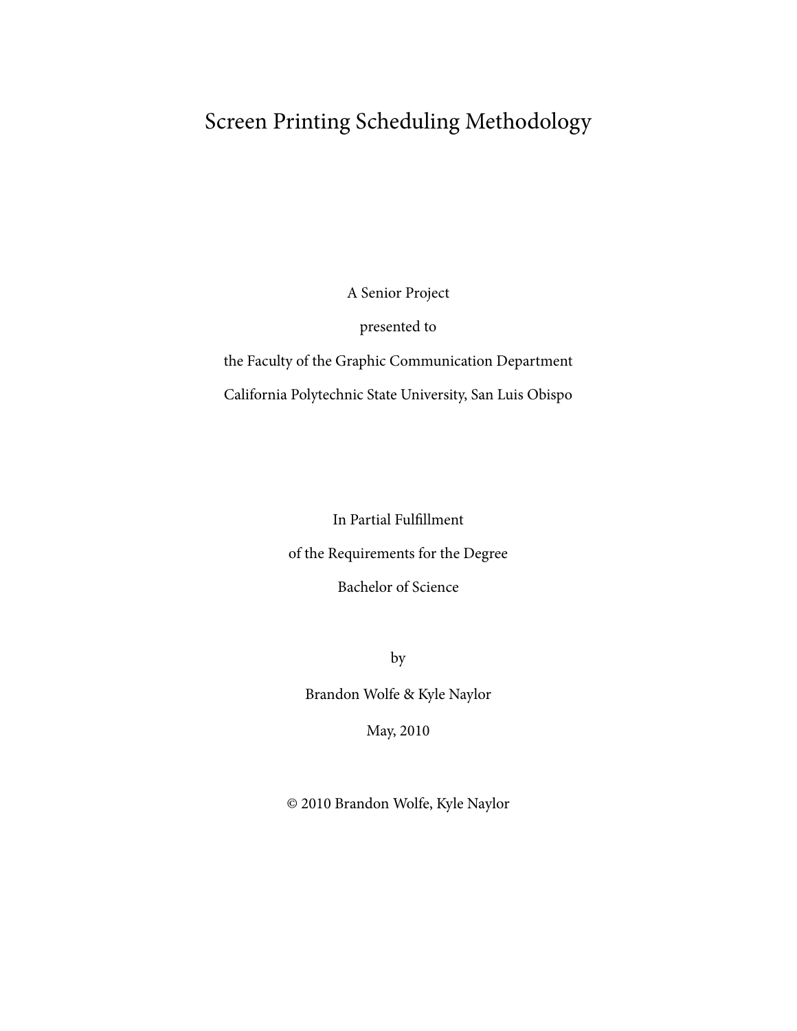# Screen Printing Scheduling Methodology

A Senior Project

presented to

the Faculty of the Graphic Communication Department

California Polytechnic State University, San Luis Obispo

In Partial Fulfillment

of the Requirements for the Degree

Bachelor of Science

by

Brandon Wolfe & Kyle Naylor

May, 2010

© 2010 Brandon Wolfe, Kyle Naylor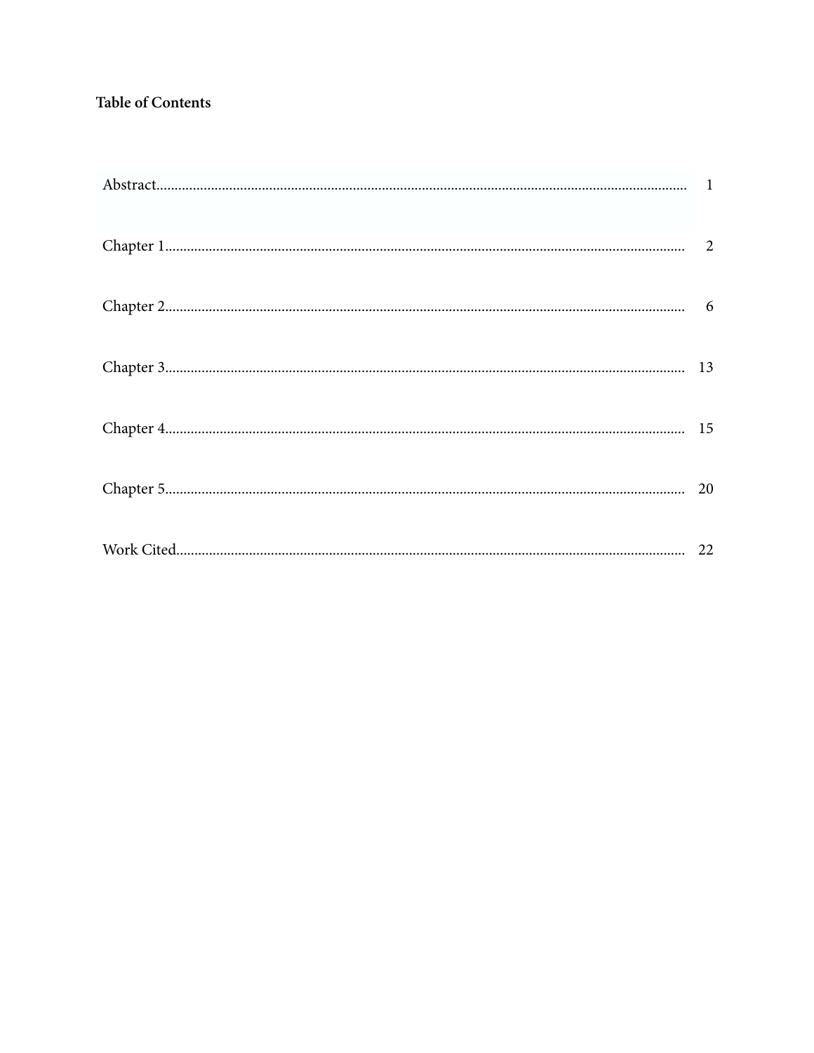**Table of Contents**

| | |
|---|---|
| Abstract | 1 |
| Chapter 1 | 2 |
| Chapter 2 | 6 |
| Chapter 3 | 13 |
| Chapter 4 | 15 |
| Chapter 5 | 20 |
| Work Cited | 22 |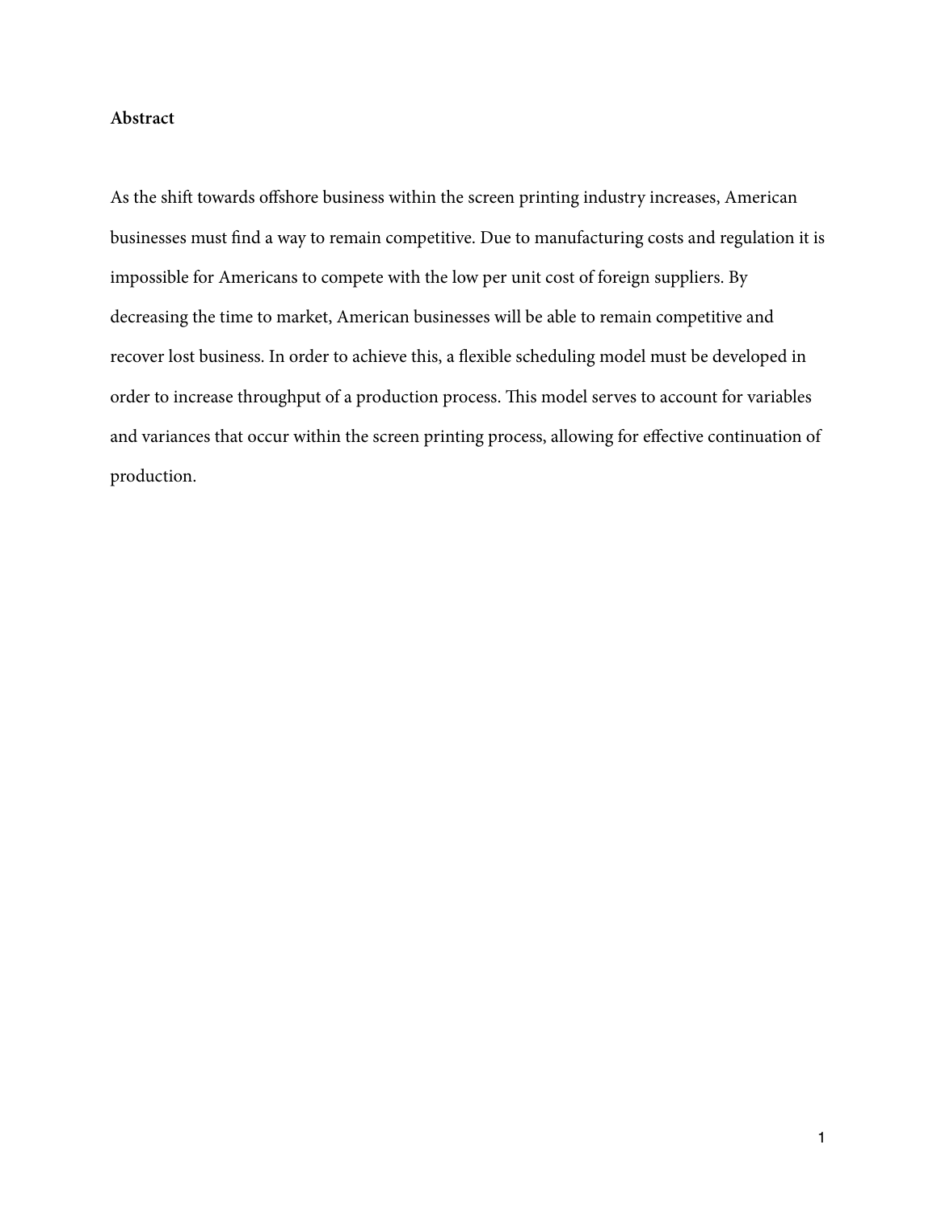## Abstract

As the shift towards offshore business within the screen printing industry increases, American businesses must find a way to remain competitive. Due to manufacturing costs and regulation it is impossible for Americans to compete with the low per unit cost of foreign suppliers. By decreasing the time to market, American businesses will be able to remain competitive and recover lost business. In order to achieve this, a flexible scheduling model must be developed in order to increase throughput of a production process. This model serves to account for variables and variances that occur within the screen printing process, allowing for effective continuation of production.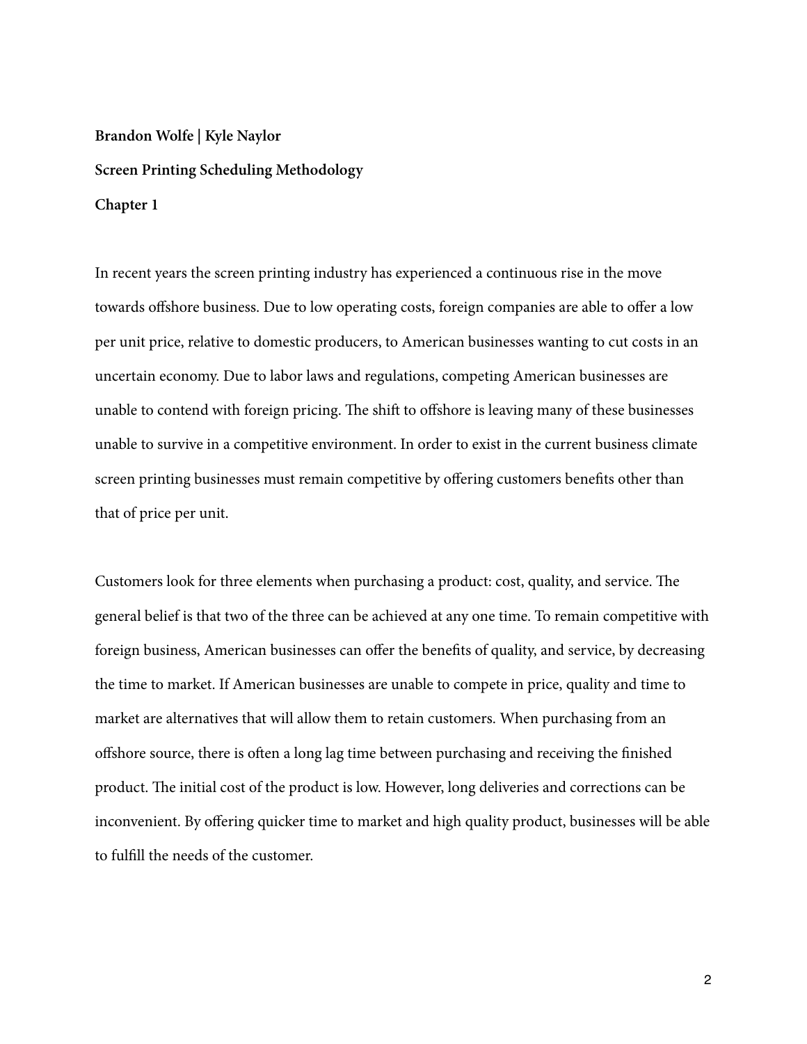**Brandon Wolfe | Kyle Naylor**

**Screen Printing Scheduling Methodology**

**Chapter 1**

In recent years the screen printing industry has experienced a continuous rise in the move towards offshore business. Due to low operating costs, foreign companies are able to offer a low per unit price, relative to domestic producers, to American businesses wanting to cut costs in an uncertain economy. Due to labor laws and regulations, competing American businesses are unable to contend with foreign pricing. The shift to offshore is leaving many of these businesses unable to survive in a competitive environment. In order to exist in the current business climate screen printing businesses must remain competitive by offering customers benefits other than that of price per unit.

Customers look for three elements when purchasing a product: cost, quality, and service. The general belief is that two of the three can be achieved at any one time. To remain competitive with foreign business, American businesses can offer the benefits of quality, and service, by decreasing the time to market. If American businesses are unable to compete in price, quality and time to market are alternatives that will allow them to retain customers. When purchasing from an offshore source, there is often a long lag time between purchasing and receiving the finished product. The initial cost of the product is low. However, long deliveries and corrections can be inconvenient. By offering quicker time to market and high quality product, businesses will be able to fulfill the needs of the customer.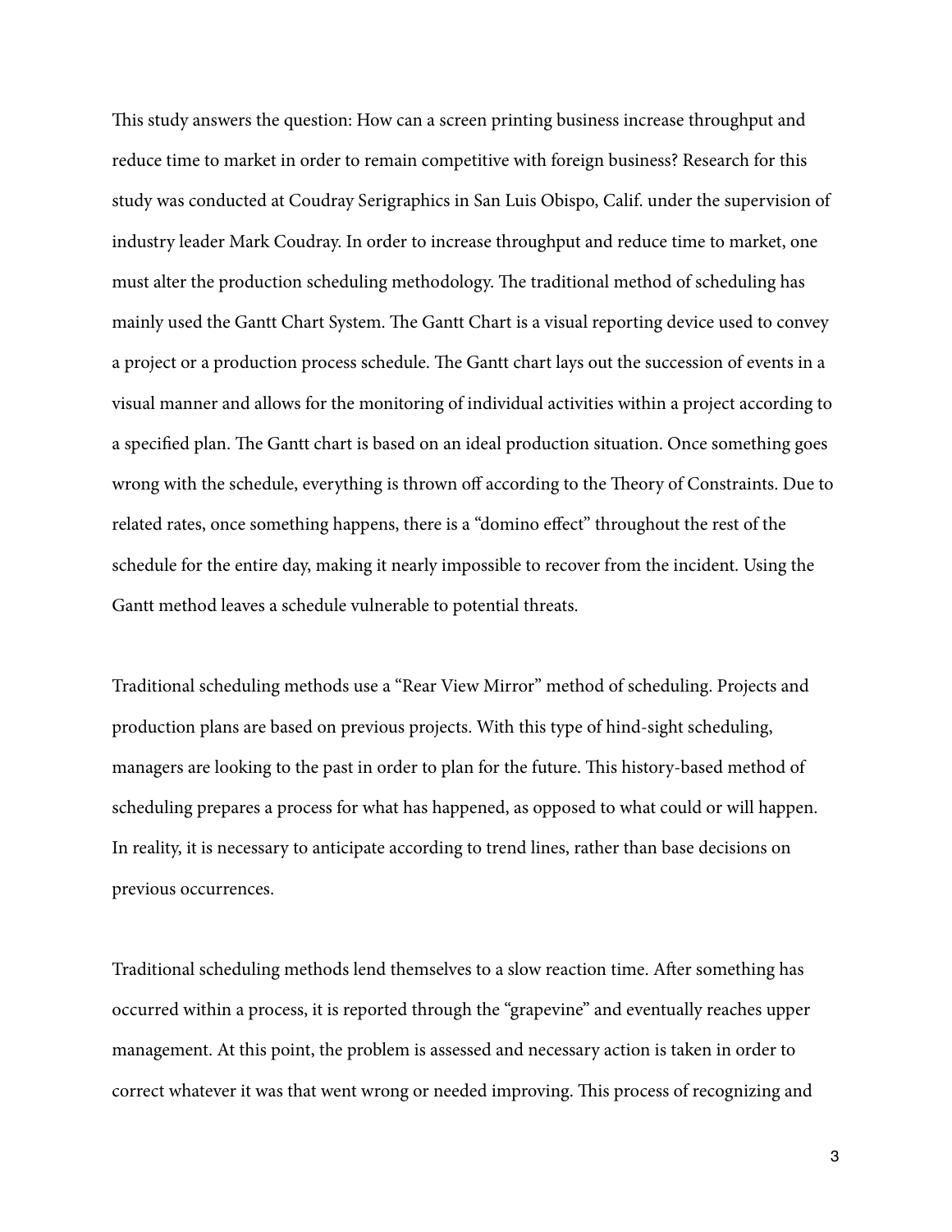This study answers the question: How can a screen printing business increase throughput and reduce time to market in order to remain competitive with foreign business? Research for this study was conducted at Coudray Serigraphics in San Luis Obispo, Calif. under the supervision of industry leader Mark Coudray. In order to increase throughput and reduce time to market, one must alter the production scheduling methodology. The traditional method of scheduling has mainly used the Gantt Chart System. The Gantt Chart is a visual reporting device used to convey a project or a production process schedule. The Gantt chart lays out the succession of events in a visual manner and allows for the monitoring of individual activities within a project according to a specified plan. The Gantt chart is based on an ideal production situation. Once something goes wrong with the schedule, everything is thrown off according to the Theory of Constraints. Due to related rates, once something happens, there is a "domino effect" throughout the rest of the schedule for the entire day, making it nearly impossible to recover from the incident. Using the Gantt method leaves a schedule vulnerable to potential threats.

Traditional scheduling methods use a "Rear View Mirror" method of scheduling. Projects and production plans are based on previous projects. With this type of hind-sight scheduling, managers are looking to the past in order to plan for the future. This history-based method of scheduling prepares a process for what has happened, as opposed to what could or will happen. In reality, it is necessary to anticipate according to trend lines, rather than base decisions on previous occurrences.

Traditional scheduling methods lend themselves to a slow reaction time. After something has occurred within a process, it is reported through the "grapevine" and eventually reaches upper management. At this point, the problem is assessed and necessary action is taken in order to correct whatever it was that went wrong or needed improving. This process of recognizing and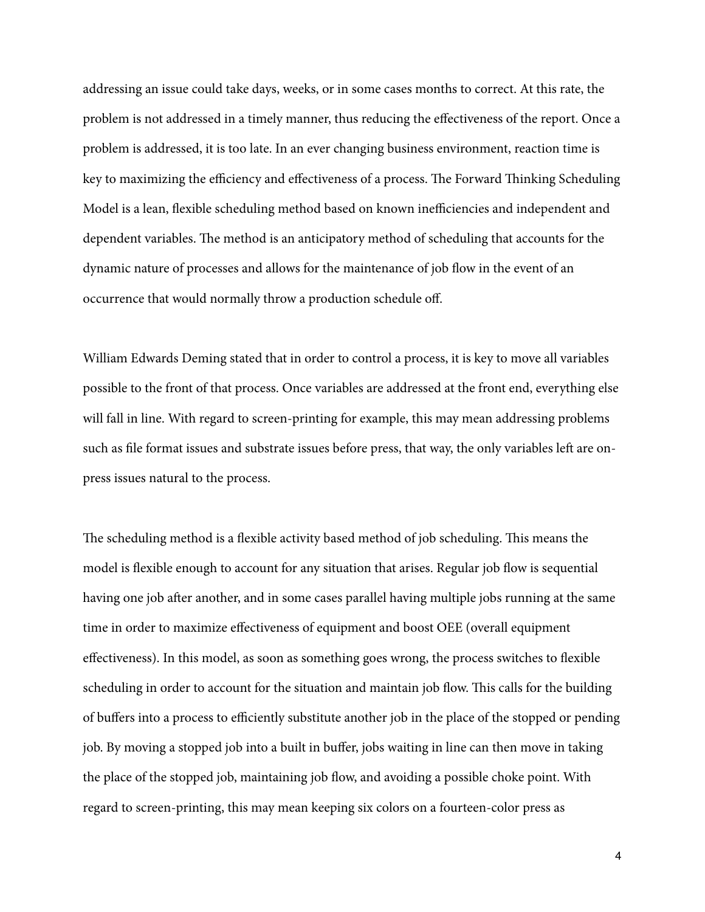addressing an issue could take days, weeks, or in some cases months to correct. At this rate, the problem is not addressed in a timely manner, thus reducing the effectiveness of the report. Once a problem is addressed, it is too late. In an ever changing business environment, reaction time is key to maximizing the efficiency and effectiveness of a process. The Forward Thinking Scheduling Model is a lean, flexible scheduling method based on known inefficiencies and independent and dependent variables. The method is an anticipatory method of scheduling that accounts for the dynamic nature of processes and allows for the maintenance of job flow in the event of an occurrence that would normally throw a production schedule off.

William Edwards Deming stated that in order to control a process, it is key to move all variables possible to the front of that process. Once variables are addressed at the front end, everything else will fall in line. With regard to screen-printing for example, this may mean addressing problems such as file format issues and substrate issues before press, that way, the only variables left are on-press issues natural to the process.

The scheduling method is a flexible activity based method of job scheduling. This means the model is flexible enough to account for any situation that arises. Regular job flow is sequential having one job after another, and in some cases parallel having multiple jobs running at the same time in order to maximize effectiveness of equipment and boost OEE (overall equipment effectiveness). In this model, as soon as something goes wrong, the process switches to flexible scheduling in order to account for the situation and maintain job flow. This calls for the building of buffers into a process to efficiently substitute another job in the place of the stopped or pending job. By moving a stopped job into a built in buffer, jobs waiting in line can then move in taking the place of the stopped job, maintaining job flow, and avoiding a possible choke point. With regard to screen-printing, this may mean keeping six colors on a fourteen-color press as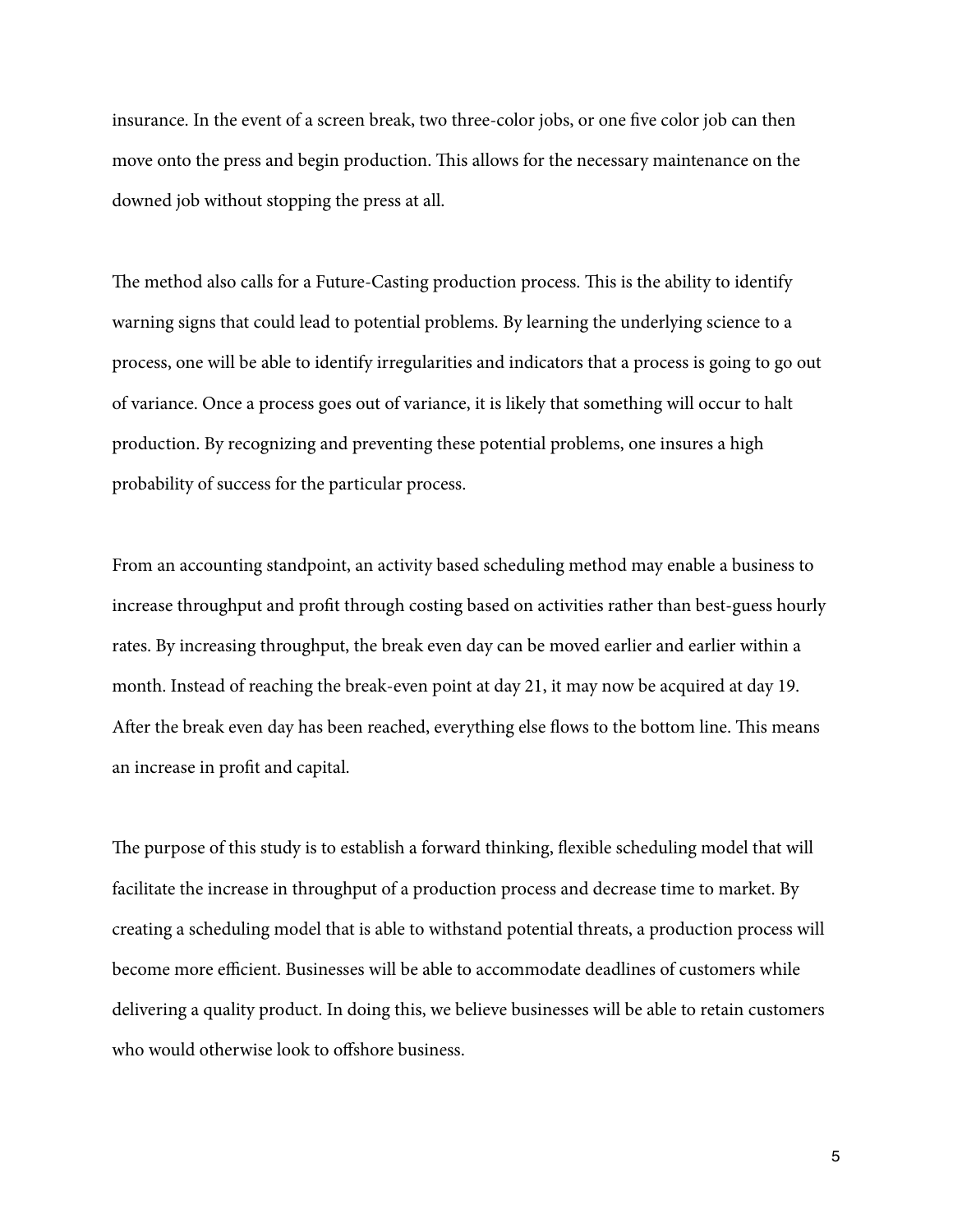insurance. In the event of a screen break, two three-color jobs, or one five color job can then move onto the press and begin production. This allows for the necessary maintenance on the downed job without stopping the press at all.

The method also calls for a Future-Casting production process. This is the ability to identify warning signs that could lead to potential problems. By learning the underlying science to a process, one will be able to identify irregularities and indicators that a process is going to go out of variance. Once a process goes out of variance, it is likely that something will occur to halt production. By recognizing and preventing these potential problems, one insures a high probability of success for the particular process.

From an accounting standpoint, an activity based scheduling method may enable a business to increase throughput and profit through costing based on activities rather than best-guess hourly rates. By increasing throughput, the break even day can be moved earlier and earlier within a month. Instead of reaching the break-even point at day 21, it may now be acquired at day 19. After the break even day has been reached, everything else flows to the bottom line. This means an increase in profit and capital.

The purpose of this study is to establish a forward thinking, flexible scheduling model that will facilitate the increase in throughput of a production process and decrease time to market. By creating a scheduling model that is able to withstand potential threats, a production process will become more efficient. Businesses will be able to accommodate deadlines of customers while delivering a quality product. In doing this, we believe businesses will be able to retain customers who would otherwise look to offshore business.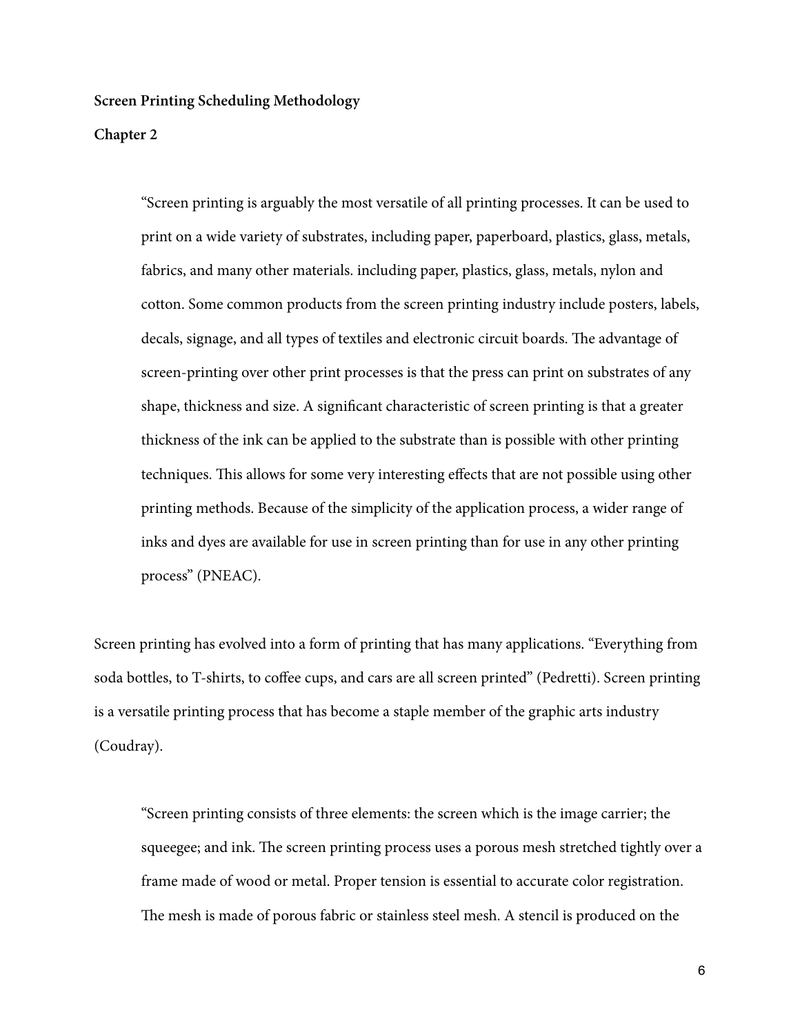**Screen Printing Scheduling Methodology**

**Chapter 2**

> "Screen printing is arguably the most versatile of all printing processes. It can be used to print on a wide variety of substrates, including paper, paperboard, plastics, glass, metals, fabrics, and many other materials. including paper, plastics, glass, metals, nylon and cotton. Some common products from the screen printing industry include posters, labels, decals, signage, and all types of textiles and electronic circuit boards. The advantage of screen-printing over other print processes is that the press can print on substrates of any shape, thickness and size. A significant characteristic of screen printing is that a greater thickness of the ink can be applied to the substrate than is possible with other printing techniques. This allows for some very interesting effects that are not possible using other printing methods. Because of the simplicity of the application process, a wider range of inks and dyes are available for use in screen printing than for use in any other printing process" (PNEAC).

Screen printing has evolved into a form of printing that has many applications. "Everything from soda bottles, to T-shirts, to coffee cups, and cars are all screen printed" (Pedretti). Screen printing is a versatile printing process that has become a staple member of the graphic arts industry (Coudray).

> "Screen printing consists of three elements: the screen which is the image carrier; the squeegee; and ink. The screen printing process uses a porous mesh stretched tightly over a frame made of wood or metal. Proper tension is essential to accurate color registration. The mesh is made of porous fabric or stainless steel mesh. A stencil is produced on the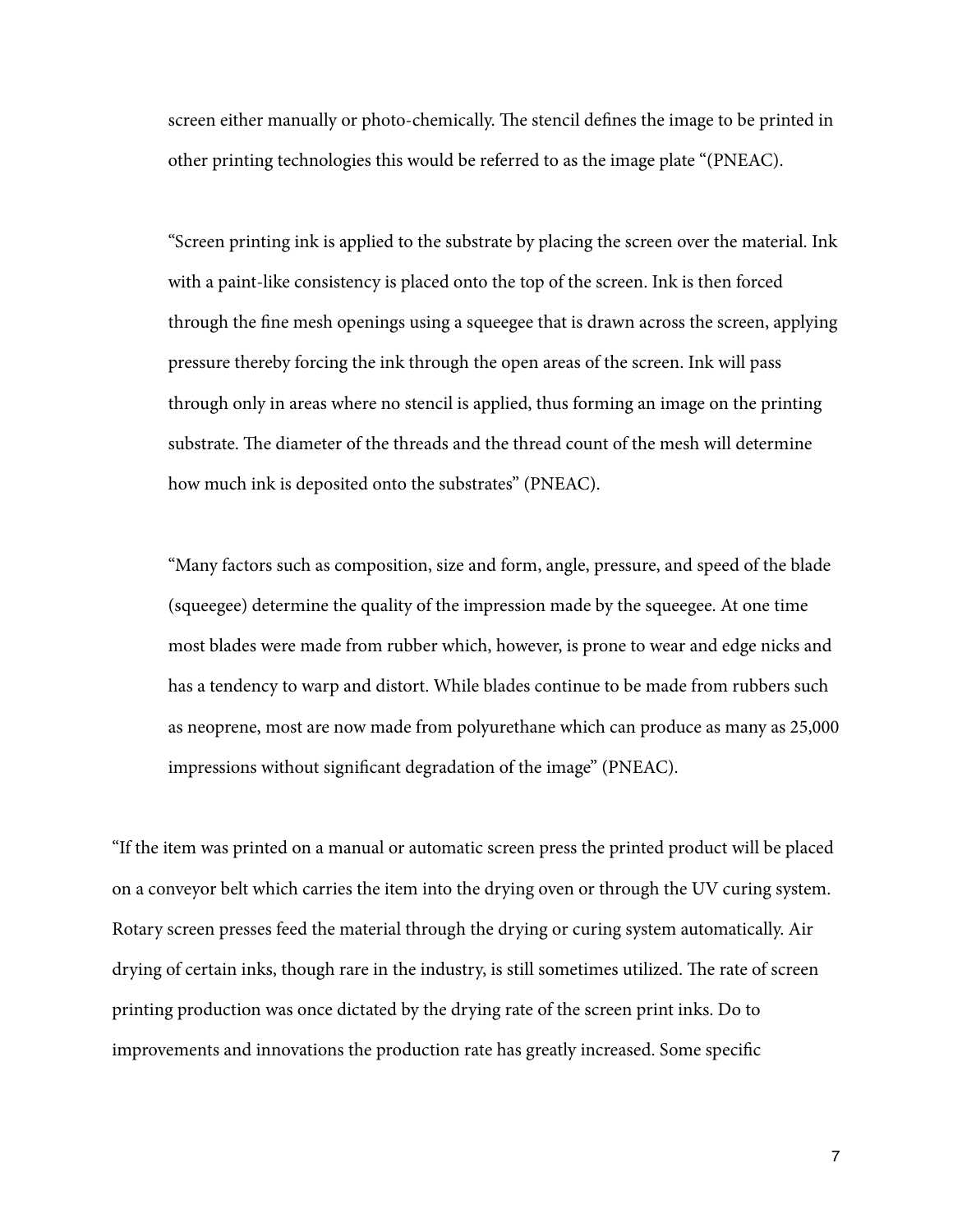> screen either manually or photo-chemically. The stencil defines the image to be printed in other printing technologies this would be referred to as the image plate "(PNEAC).
>
> "Screen printing ink is applied to the substrate by placing the screen over the material. Ink with a paint-like consistency is placed onto the top of the screen. Ink is then forced through the fine mesh openings using a squeegee that is drawn across the screen, applying pressure thereby forcing the ink through the open areas of the screen. Ink will pass through only in areas where no stencil is applied, thus forming an image on the printing substrate. The diameter of the threads and the thread count of the mesh will determine how much ink is deposited onto the substrates" (PNEAC).
>
> "Many factors such as composition, size and form, angle, pressure, and speed of the blade (squeegee) determine the quality of the impression made by the squeegee. At one time most blades were made from rubber which, however, is prone to wear and edge nicks and has a tendency to warp and distort. While blades continue to be made from rubbers such as neoprene, most are now made from polyurethane which can produce as many as 25,000 impressions without significant degradation of the image" (PNEAC).

"If the item was printed on a manual or automatic screen press the printed product will be placed on a conveyor belt which carries the item into the drying oven or through the UV curing system. Rotary screen presses feed the material through the drying or curing system automatically. Air drying of certain inks, though rare in the industry, is still sometimes utilized. The rate of screen printing production was once dictated by the drying rate of the screen print inks. Do to improvements and innovations the production rate has greatly increased. Some specific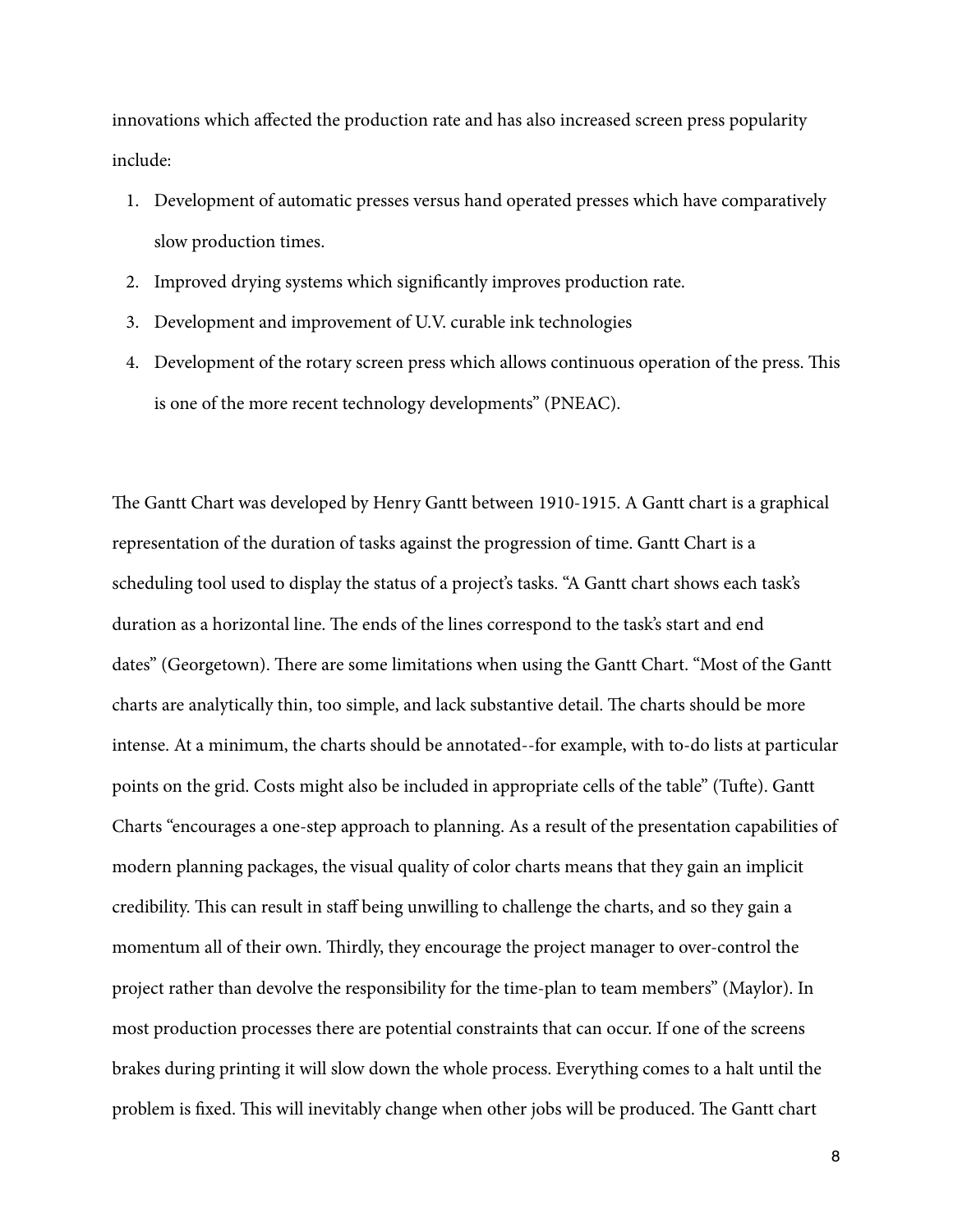innovations which affected the production rate and has also increased screen press popularity include:

1. Development of automatic presses versus hand operated presses which have comparatively slow production times.
2. Improved drying systems which significantly improves production rate.
3. Development and improvement of U.V. curable ink technologies
4. Development of the rotary screen press which allows continuous operation of the press. This is one of the more recent technology developments" (PNEAC).

The Gantt Chart was developed by Henry Gantt between 1910-1915. A Gantt chart is a graphical representation of the duration of tasks against the progression of time. Gantt Chart is a scheduling tool used to display the status of a project's tasks. "A Gantt chart shows each task's duration as a horizontal line. The ends of the lines correspond to the task's start and end dates" (Georgetown). There are some limitations when using the Gantt Chart. "Most of the Gantt charts are analytically thin, too simple, and lack substantive detail. The charts should be more intense. At a minimum, the charts should be annotated--for example, with to-do lists at particular points on the grid. Costs might also be included in appropriate cells of the table" (Tufte). Gantt Charts "encourages a one-step approach to planning. As a result of the presentation capabilities of modern planning packages, the visual quality of color charts means that they gain an implicit credibility. This can result in staff being unwilling to challenge the charts, and so they gain a momentum all of their own. Thirdly, they encourage the project manager to over-control the project rather than devolve the responsibility for the time-plan to team members" (Maylor). In most production processes there are potential constraints that can occur. If one of the screens brakes during printing it will slow down the whole process. Everything comes to a halt until the problem is fixed. This will inevitably change when other jobs will be produced. The Gantt chart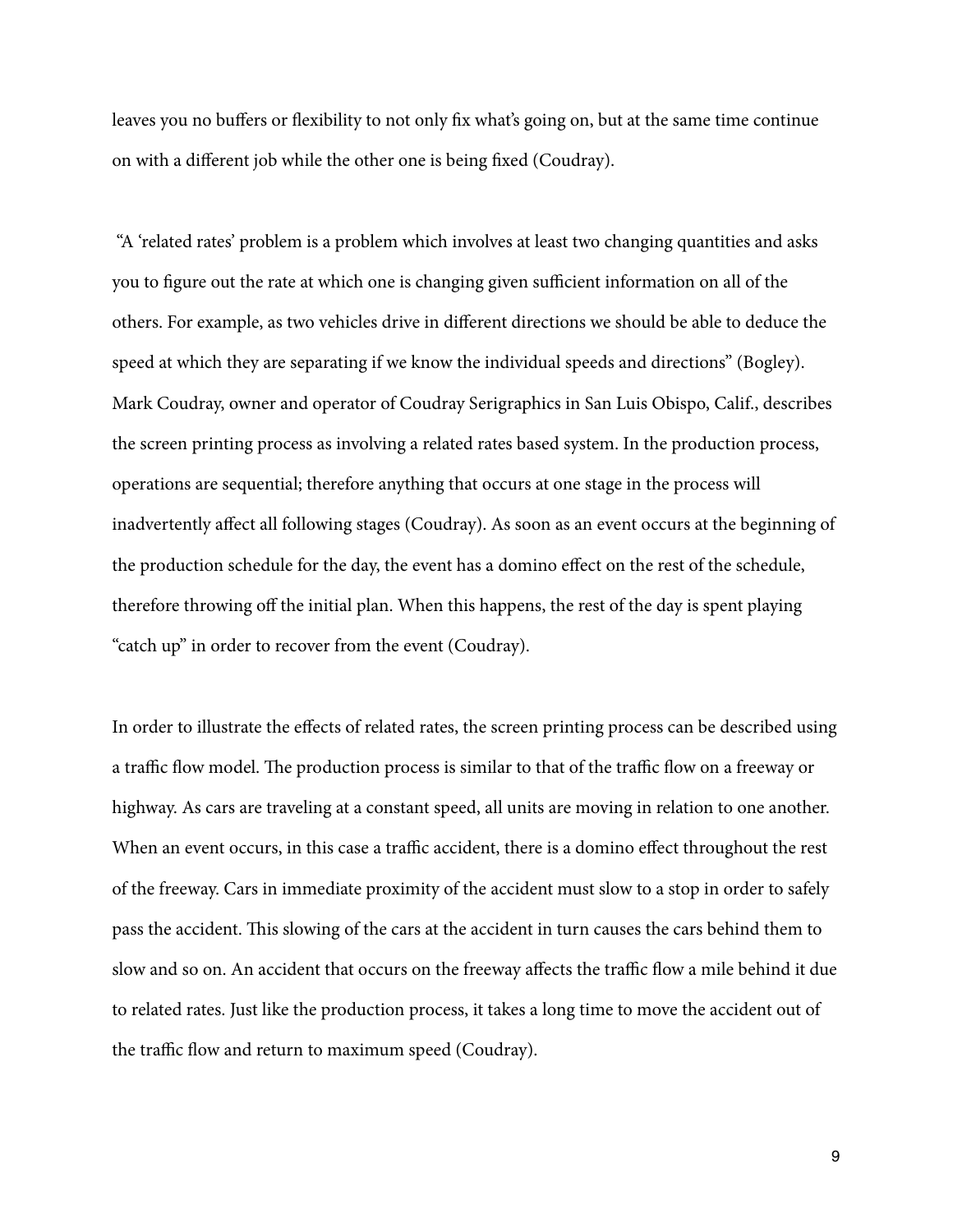leaves you no buffers or flexibility to not only fix what's going on, but at the same time continue on with a different job while the other one is being fixed (Coudray).

"A 'related rates' problem is a problem which involves at least two changing quantities and asks you to figure out the rate at which one is changing given sufficient information on all of the others. For example, as two vehicles drive in different directions we should be able to deduce the speed at which they are separating if we know the individual speeds and directions" (Bogley). Mark Coudray, owner and operator of Coudray Serigraphics in San Luis Obispo, Calif., describes the screen printing process as involving a related rates based system. In the production process, operations are sequential; therefore anything that occurs at one stage in the process will inadvertently affect all following stages (Coudray). As soon as an event occurs at the beginning of the production schedule for the day, the event has a domino effect on the rest of the schedule, therefore throwing off the initial plan. When this happens, the rest of the day is spent playing "catch up" in order to recover from the event (Coudray).

In order to illustrate the effects of related rates, the screen printing process can be described using a traffic flow model. The production process is similar to that of the traffic flow on a freeway or highway. As cars are traveling at a constant speed, all units are moving in relation to one another. When an event occurs, in this case a traffic accident, there is a domino effect throughout the rest of the freeway. Cars in immediate proximity of the accident must slow to a stop in order to safely pass the accident. This slowing of the cars at the accident in turn causes the cars behind them to slow and so on. An accident that occurs on the freeway affects the traffic flow a mile behind it due to related rates. Just like the production process, it takes a long time to move the accident out of the traffic flow and return to maximum speed (Coudray).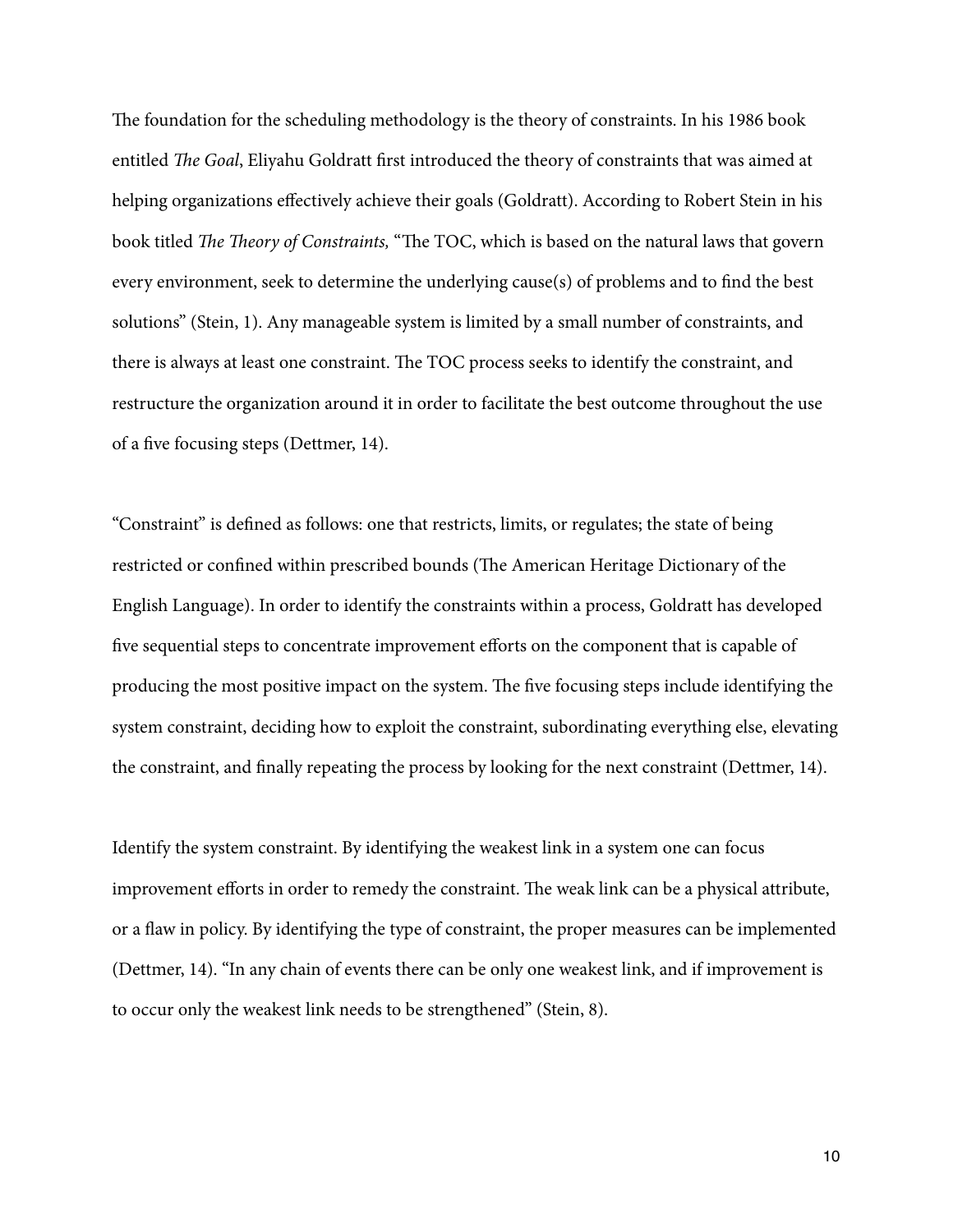The foundation for the scheduling methodology is the theory of constraints. In his 1986 book entitled *The Goal*, Eliyahu Goldratt first introduced the theory of constraints that was aimed at helping organizations effectively achieve their goals (Goldratt). According to Robert Stein in his book titled *The Theory of Constraints,* "The TOC, which is based on the natural laws that govern every environment, seek to determine the underlying cause(s) of problems and to find the best solutions" (Stein, 1). Any manageable system is limited by a small number of constraints, and there is always at least one constraint. The TOC process seeks to identify the constraint, and restructure the organization around it in order to facilitate the best outcome throughout the use of a five focusing steps (Dettmer, 14).

"Constraint" is defined as follows: one that restricts, limits, or regulates; the state of being restricted or confined within prescribed bounds (The American Heritage Dictionary of the English Language). In order to identify the constraints within a process, Goldratt has developed five sequential steps to concentrate improvement efforts on the component that is capable of producing the most positive impact on the system. The five focusing steps include identifying the system constraint, deciding how to exploit the constraint, subordinating everything else, elevating the constraint, and finally repeating the process by looking for the next constraint (Dettmer, 14).

Identify the system constraint. By identifying the weakest link in a system one can focus improvement efforts in order to remedy the constraint. The weak link can be a physical attribute, or a flaw in policy. By identifying the type of constraint, the proper measures can be implemented (Dettmer, 14). "In any chain of events there can be only one weakest link, and if improvement is to occur only the weakest link needs to be strengthened" (Stein, 8).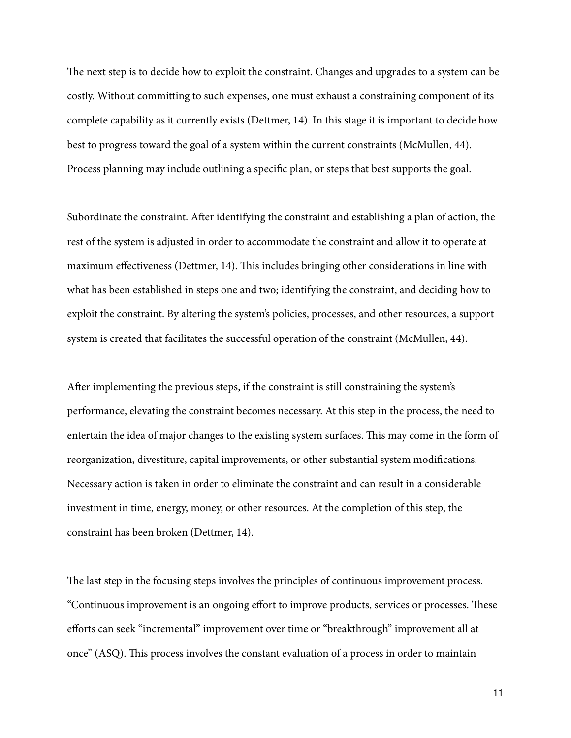The next step is to decide how to exploit the constraint. Changes and upgrades to a system can be costly. Without committing to such expenses, one must exhaust a constraining component of its complete capability as it currently exists (Dettmer, 14). In this stage it is important to decide how best to progress toward the goal of a system within the current constraints (McMullen, 44). Process planning may include outlining a specific plan, or steps that best supports the goal.

Subordinate the constraint. After identifying the constraint and establishing a plan of action, the rest of the system is adjusted in order to accommodate the constraint and allow it to operate at maximum effectiveness (Dettmer, 14). This includes bringing other considerations in line with what has been established in steps one and two; identifying the constraint, and deciding how to exploit the constraint. By altering the system's policies, processes, and other resources, a support system is created that facilitates the successful operation of the constraint (McMullen, 44).

After implementing the previous steps, if the constraint is still constraining the system's performance, elevating the constraint becomes necessary. At this step in the process, the need to entertain the idea of major changes to the existing system surfaces. This may come in the form of reorganization, divestiture, capital improvements, or other substantial system modifications. Necessary action is taken in order to eliminate the constraint and can result in a considerable investment in time, energy, money, or other resources. At the completion of this step, the constraint has been broken (Dettmer, 14).

The last step in the focusing steps involves the principles of continuous improvement process. "Continuous improvement is an ongoing effort to improve products, services or processes. These efforts can seek "incremental" improvement over time or "breakthrough" improvement all at once" (ASQ). This process involves the constant evaluation of a process in order to maintain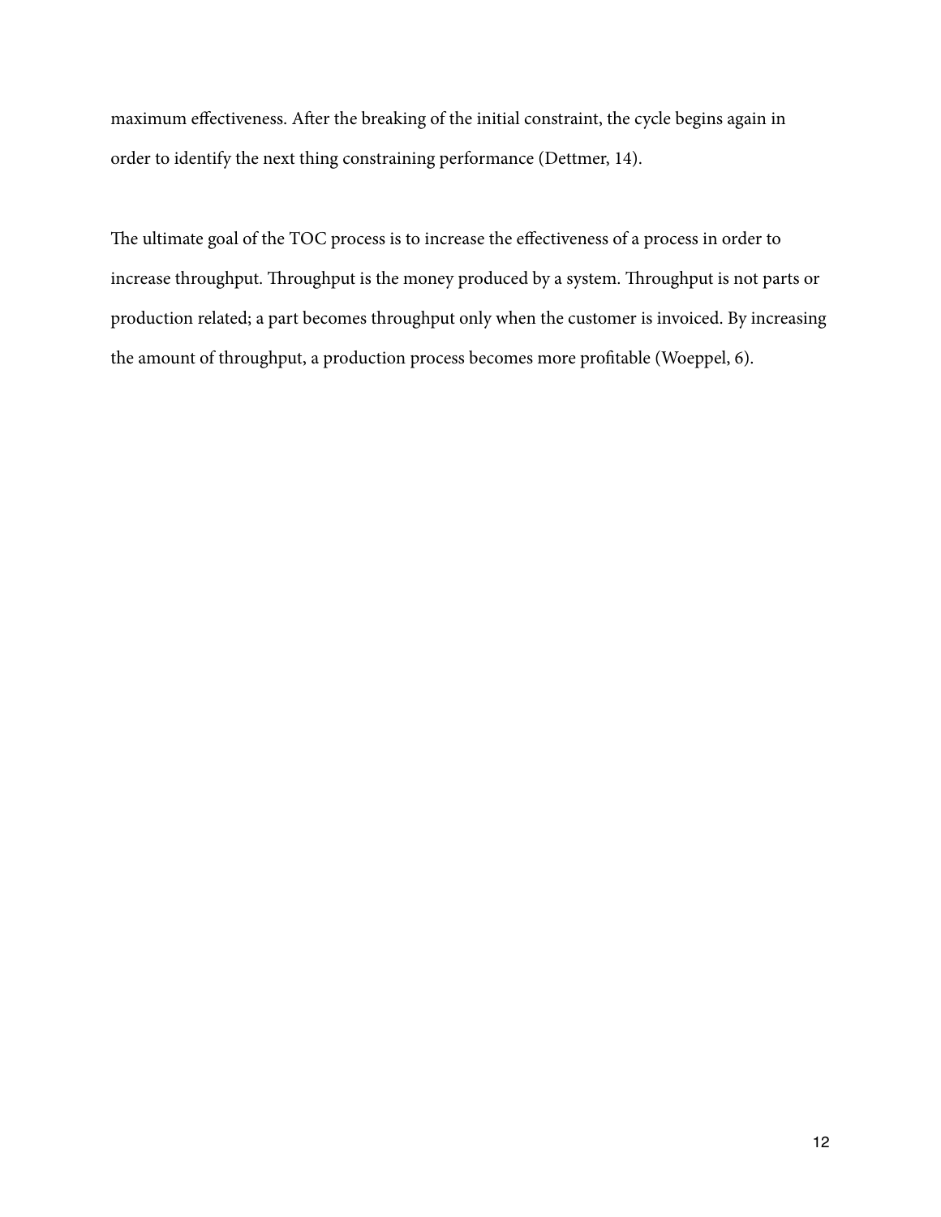maximum effectiveness. After the breaking of the initial constraint, the cycle begins again in order to identify the next thing constraining performance (Dettmer, 14).

The ultimate goal of the TOC process is to increase the effectiveness of a process in order to increase throughput. Throughput is the money produced by a system. Throughput is not parts or production related; a part becomes throughput only when the customer is invoiced. By increasing the amount of throughput, a production process becomes more profitable (Woeppel, 6).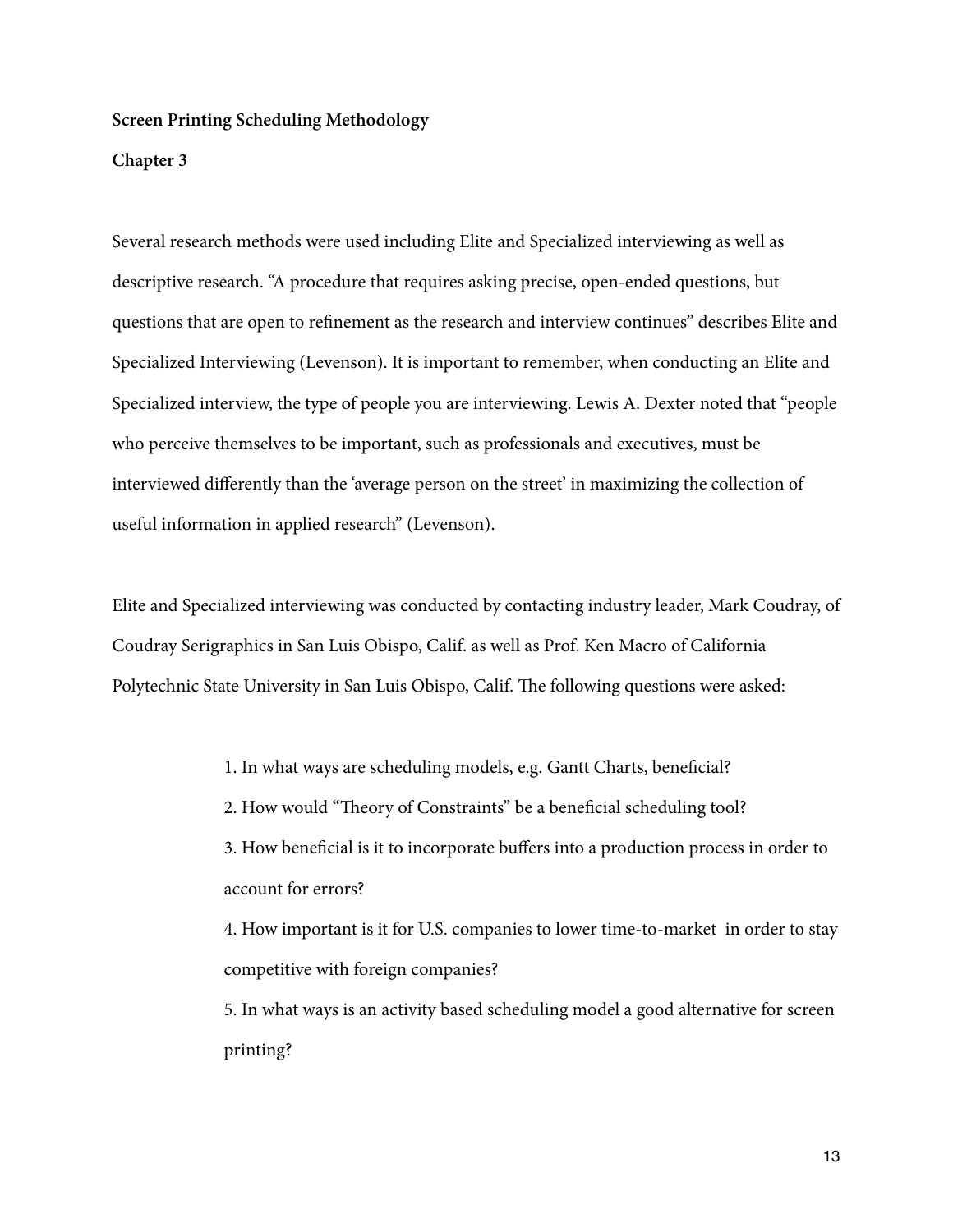**Screen Printing Scheduling Methodology**

**Chapter 3**

Several research methods were used including Elite and Specialized interviewing as well as descriptive research. "A procedure that requires asking precise, open-ended questions, but questions that are open to refinement as the research and interview continues" describes Elite and Specialized Interviewing (Levenson). It is important to remember, when conducting an Elite and Specialized interview, the type of people you are interviewing. Lewis A. Dexter noted that "people who perceive themselves to be important, such as professionals and executives, must be interviewed differently than the 'average person on the street' in maximizing the collection of useful information in applied research" (Levenson).

Elite and Specialized interviewing was conducted by contacting industry leader, Mark Coudray, of Coudray Serigraphics in San Luis Obispo, Calif. as well as Prof. Ken Macro of California Polytechnic State University in San Luis Obispo, Calif. The following questions were asked:

1. In what ways are scheduling models, e.g. Gantt Charts, beneficial?
2. How would "Theory of Constraints" be a beneficial scheduling tool?
3. How beneficial is it to incorporate buffers into a production process in order to account for errors?
4. How important is it for U.S. companies to lower time-to-market in order to stay competitive with foreign companies?
5. In what ways is an activity based scheduling model a good alternative for screen printing?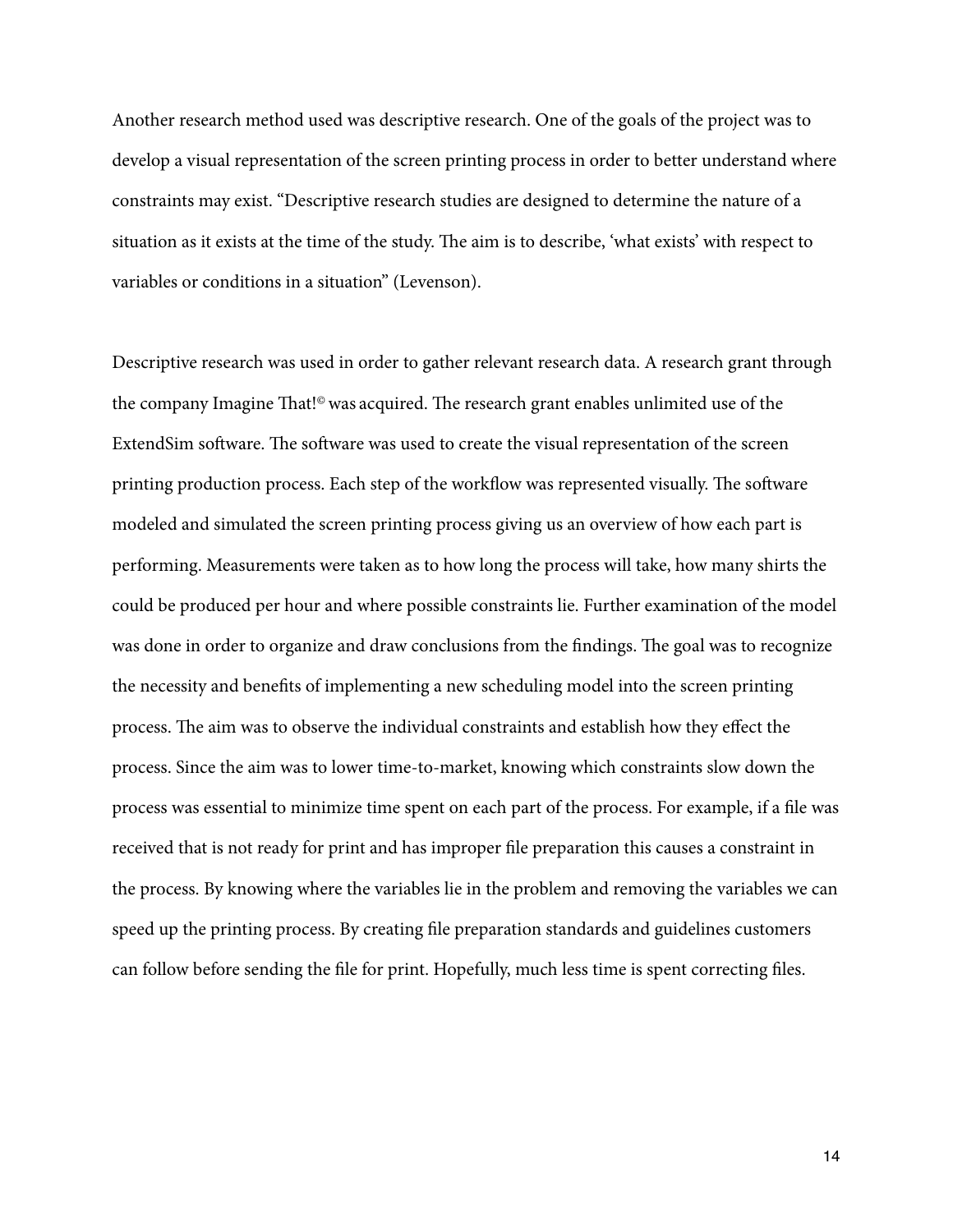Another research method used was descriptive research. One of the goals of the project was to develop a visual representation of the screen printing process in order to better understand where constraints may exist. "Descriptive research studies are designed to determine the nature of a situation as it exists at the time of the study. The aim is to describe, 'what exists' with respect to variables or conditions in a situation" (Levenson).

Descriptive research was used in order to gather relevant research data. A research grant through the company Imagine That!© was acquired. The research grant enables unlimited use of the ExtendSim software. The software was used to create the visual representation of the screen printing production process. Each step of the workflow was represented visually. The software modeled and simulated the screen printing process giving us an overview of how each part is performing. Measurements were taken as to how long the process will take, how many shirts the could be produced per hour and where possible constraints lie. Further examination of the model was done in order to organize and draw conclusions from the findings. The goal was to recognize the necessity and benefits of implementing a new scheduling model into the screen printing process. The aim was to observe the individual constraints and establish how they effect the process. Since the aim was to lower time-to-market, knowing which constraints slow down the process was essential to minimize time spent on each part of the process. For example, if a file was received that is not ready for print and has improper file preparation this causes a constraint in the process. By knowing where the variables lie in the problem and removing the variables we can speed up the printing process. By creating file preparation standards and guidelines customers can follow before sending the file for print. Hopefully, much less time is spent correcting files.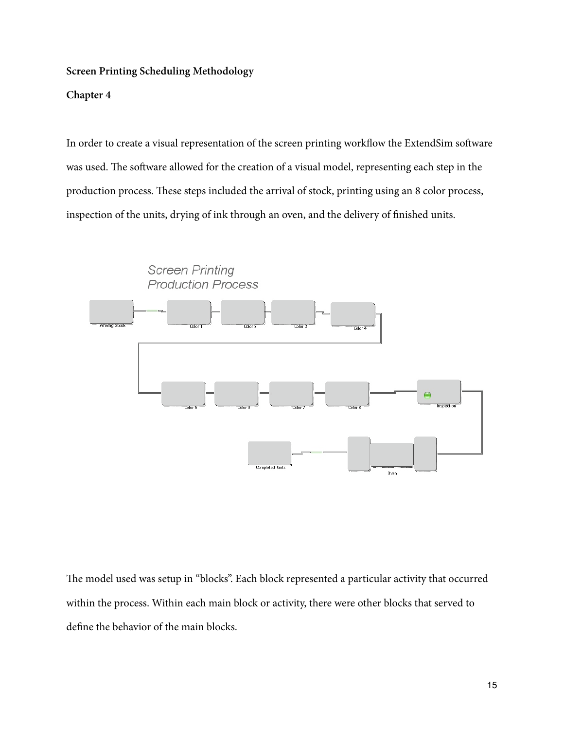**Screen Printing Scheduling Methodology**

**Chapter 4**

In order to create a visual representation of the screen printing workflow the ExtendSim software was used. The software allowed for the creation of a visual model, representing each step in the production process. These steps included the arrival of stock, printing using an 8 color process, inspection of the units, drying of ink through an oven, and the delivery of finished units.

The model used was setup in "blocks". Each block represented a particular activity that occurred within the process. Within each main block or activity, there were other blocks that served to define the behavior of the main blocks.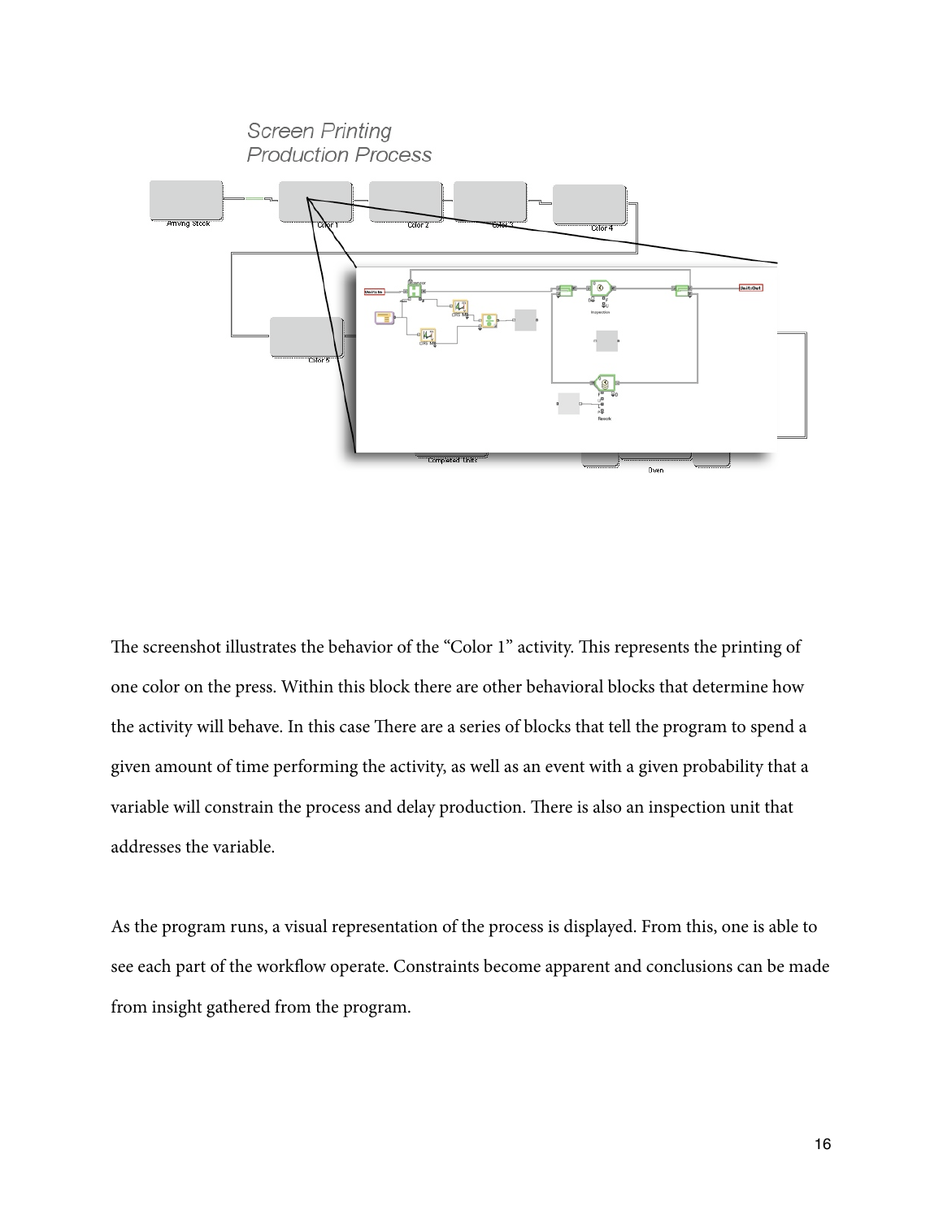Screen Printing
Production Process

The screenshot illustrates the behavior of the "Color 1" activity. This represents the printing of one color on the press. Within this block there are other behavioral blocks that determine how the activity will behave. In this case There are a series of blocks that tell the program to spend a given amount of time performing the activity, as well as an event with a given probability that a variable will constrain the process and delay production. There is also an inspection unit that addresses the variable.

As the program runs, a visual representation of the process is displayed. From this, one is able to see each part of the workflow operate. Constraints become apparent and conclusions can be made from insight gathered from the program.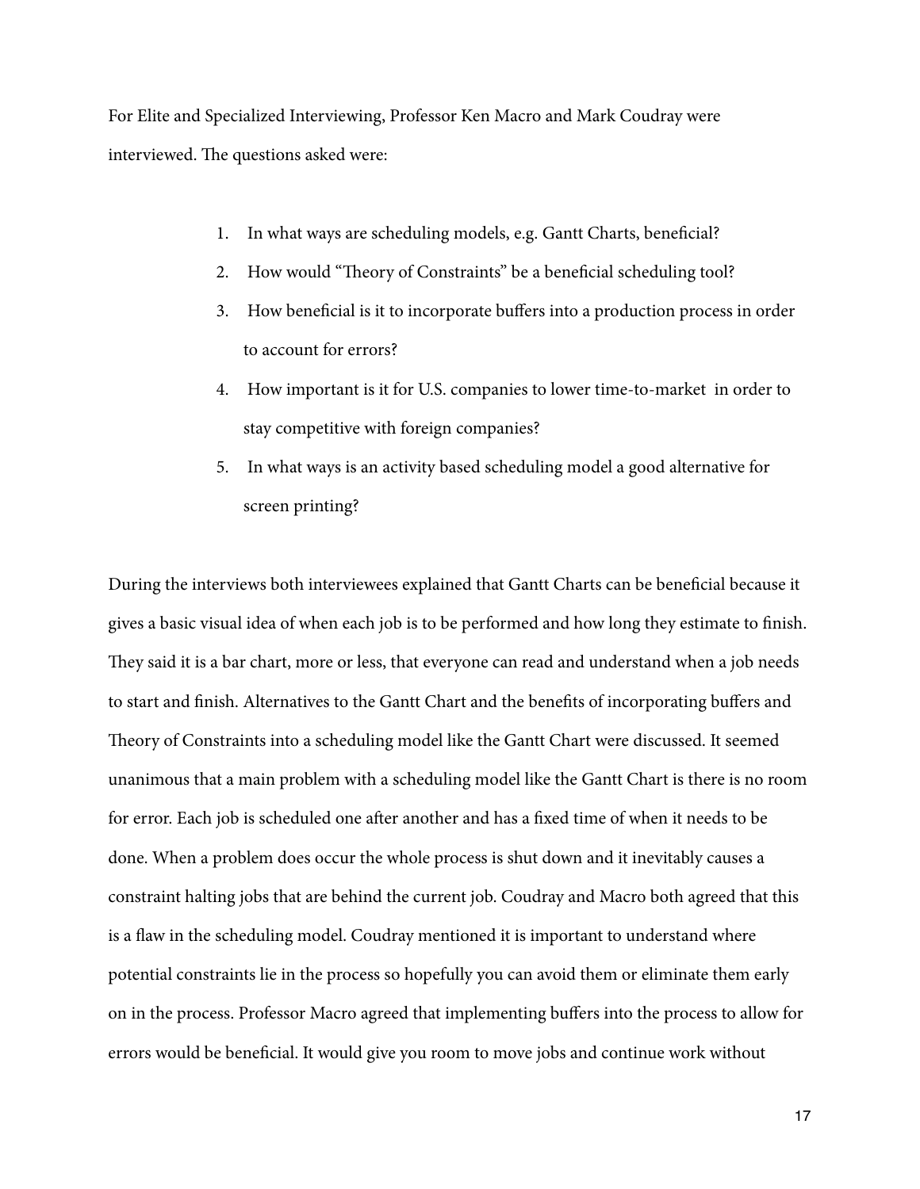For Elite and Specialized Interviewing, Professor Ken Macro and Mark Coudray were interviewed. The questions asked were:

1. In what ways are scheduling models, e.g. Gantt Charts, beneficial?
2. How would "Theory of Constraints" be a beneficial scheduling tool?
3. How beneficial is it to incorporate buffers into a production process in order to account for errors?
4. How important is it for U.S. companies to lower time-to-market in order to stay competitive with foreign companies?
5. In what ways is an activity based scheduling model a good alternative for screen printing?

During the interviews both interviewees explained that Gantt Charts can be beneficial because it gives a basic visual idea of when each job is to be performed and how long they estimate to finish. They said it is a bar chart, more or less, that everyone can read and understand when a job needs to start and finish. Alternatives to the Gantt Chart and the benefits of incorporating buffers and Theory of Constraints into a scheduling model like the Gantt Chart were discussed. It seemed unanimous that a main problem with a scheduling model like the Gantt Chart is there is no room for error. Each job is scheduled one after another and has a fixed time of when it needs to be done. When a problem does occur the whole process is shut down and it inevitably causes a constraint halting jobs that are behind the current job. Coudray and Macro both agreed that this is a flaw in the scheduling model. Coudray mentioned it is important to understand where potential constraints lie in the process so hopefully you can avoid them or eliminate them early on in the process. Professor Macro agreed that implementing buffers into the process to allow for errors would be beneficial. It would give you room to move jobs and continue work without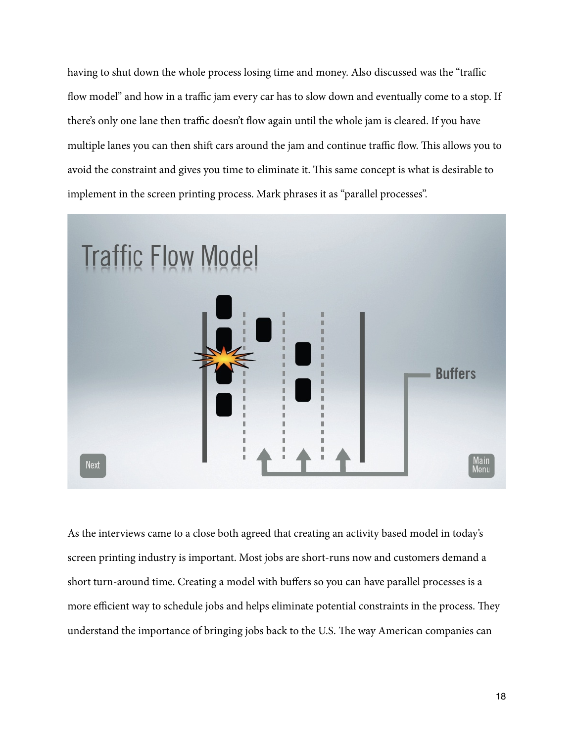having to shut down the whole process losing time and money. Also discussed was the "traffic flow model" and how in a traffic jam every car has to slow down and eventually come to a stop. If there's only one lane then traffic doesn't flow again until the whole jam is cleared. If you have multiple lanes you can then shift cars around the jam and continue traffic flow. This allows you to avoid the constraint and gives you time to eliminate it. This same concept is what is desirable to implement in the screen printing process. Mark phrases it as "parallel processes".

As the interviews came to a close both agreed that creating an activity based model in today's screen printing industry is important. Most jobs are short-runs now and customers demand a short turn-around time. Creating a model with buffers so you can have parallel processes is a more efficient way to schedule jobs and helps eliminate potential constraints in the process. They understand the importance of bringing jobs back to the U.S. The way American companies can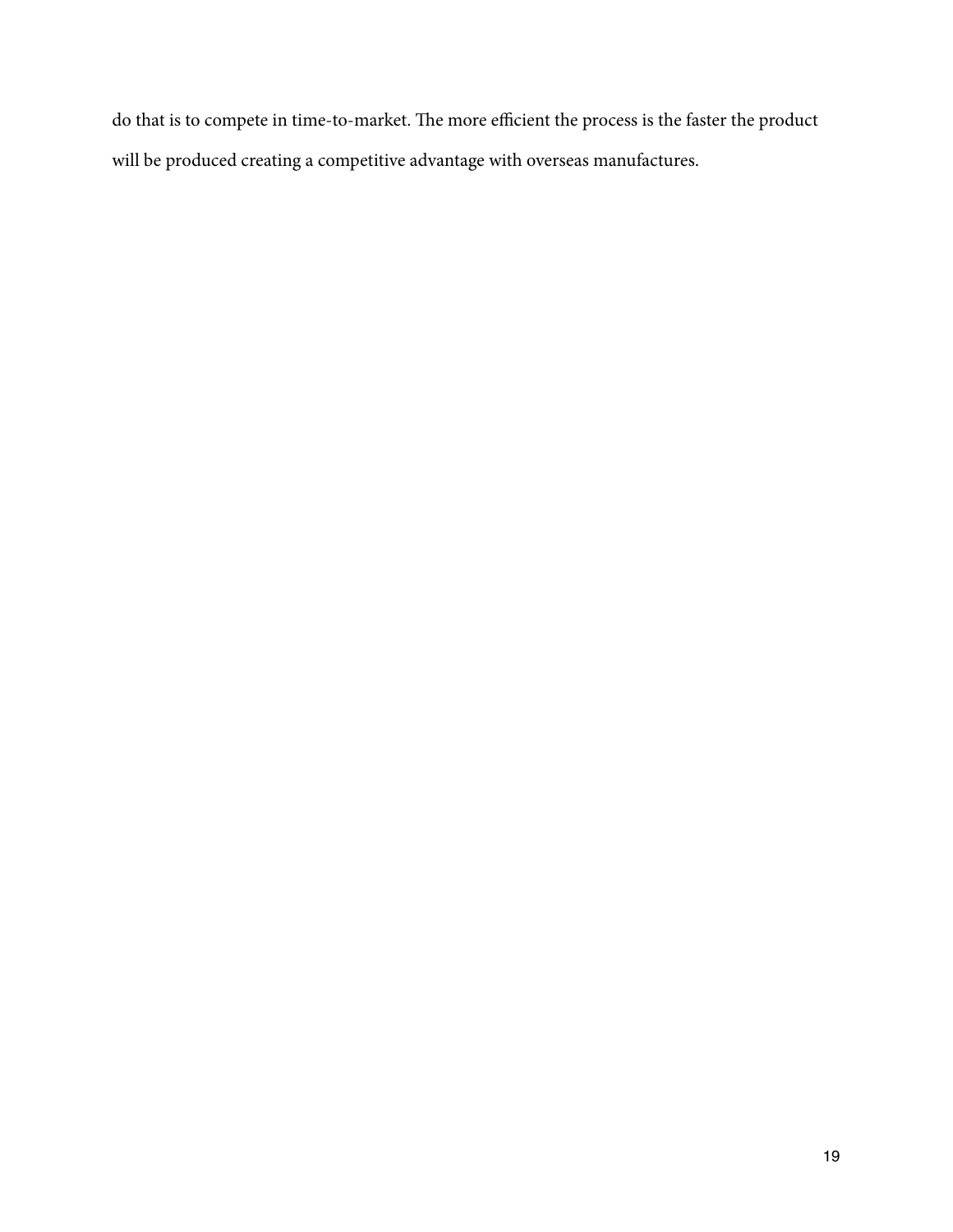do that is to compete in time-to-market. The more efficient the process is the faster the product will be produced creating a competitive advantage with overseas manufactures.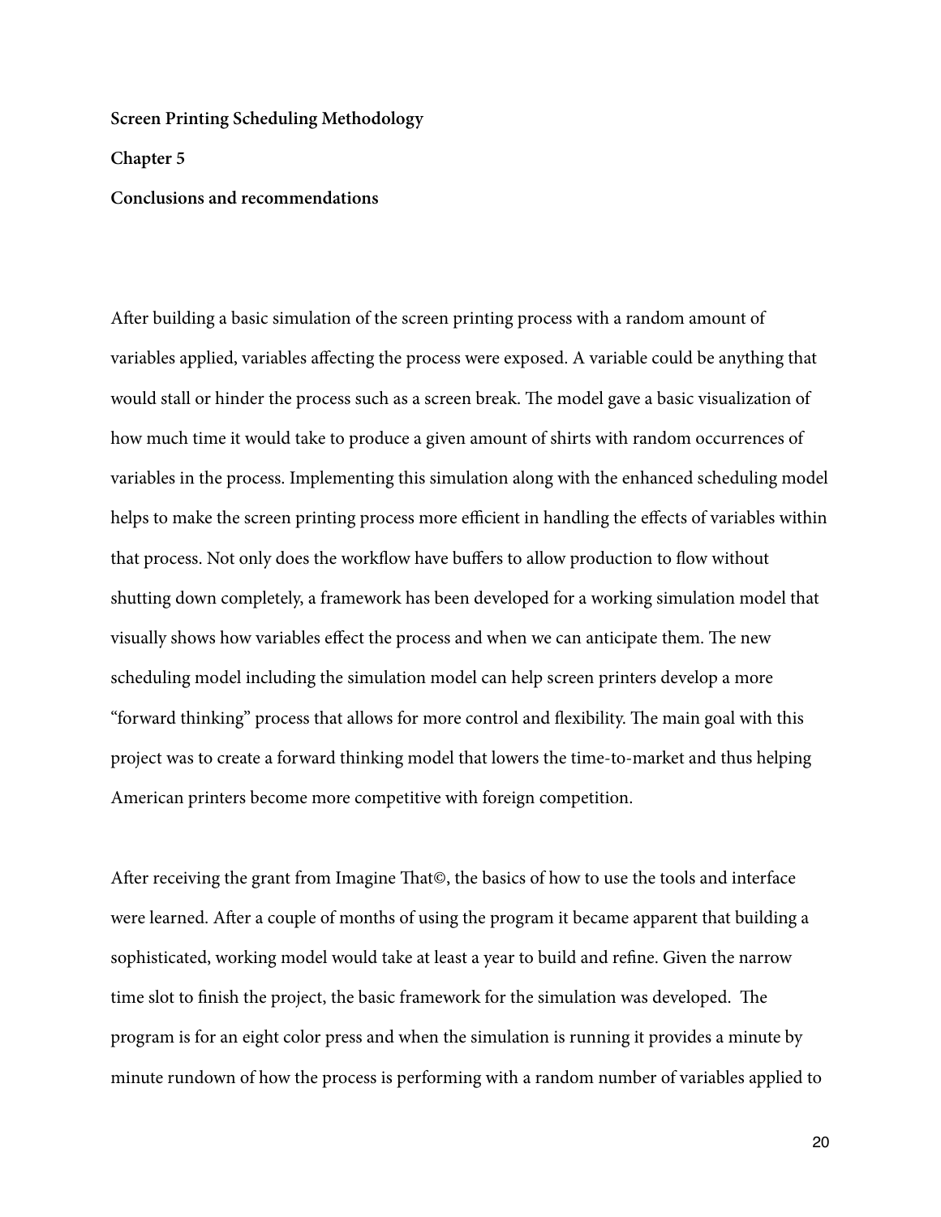**Screen Printing Scheduling Methodology**

**Chapter 5**

**Conclusions and recommendations**

After building a basic simulation of the screen printing process with a random amount of variables applied, variables affecting the process were exposed. A variable could be anything that would stall or hinder the process such as a screen break. The model gave a basic visualization of how much time it would take to produce a given amount of shirts with random occurrences of variables in the process. Implementing this simulation along with the enhanced scheduling model helps to make the screen printing process more efficient in handling the effects of variables within that process. Not only does the workflow have buffers to allow production to flow without shutting down completely, a framework has been developed for a working simulation model that visually shows how variables effect the process and when we can anticipate them. The new scheduling model including the simulation model can help screen printers develop a more "forward thinking" process that allows for more control and flexibility. The main goal with this project was to create a forward thinking model that lowers the time-to-market and thus helping American printers become more competitive with foreign competition.

After receiving the grant from Imagine That©, the basics of how to use the tools and interface were learned. After a couple of months of using the program it became apparent that building a sophisticated, working model would take at least a year to build and refine. Given the narrow time slot to finish the project, the basic framework for the simulation was developed. The program is for an eight color press and when the simulation is running it provides a minute by minute rundown of how the process is performing with a random number of variables applied to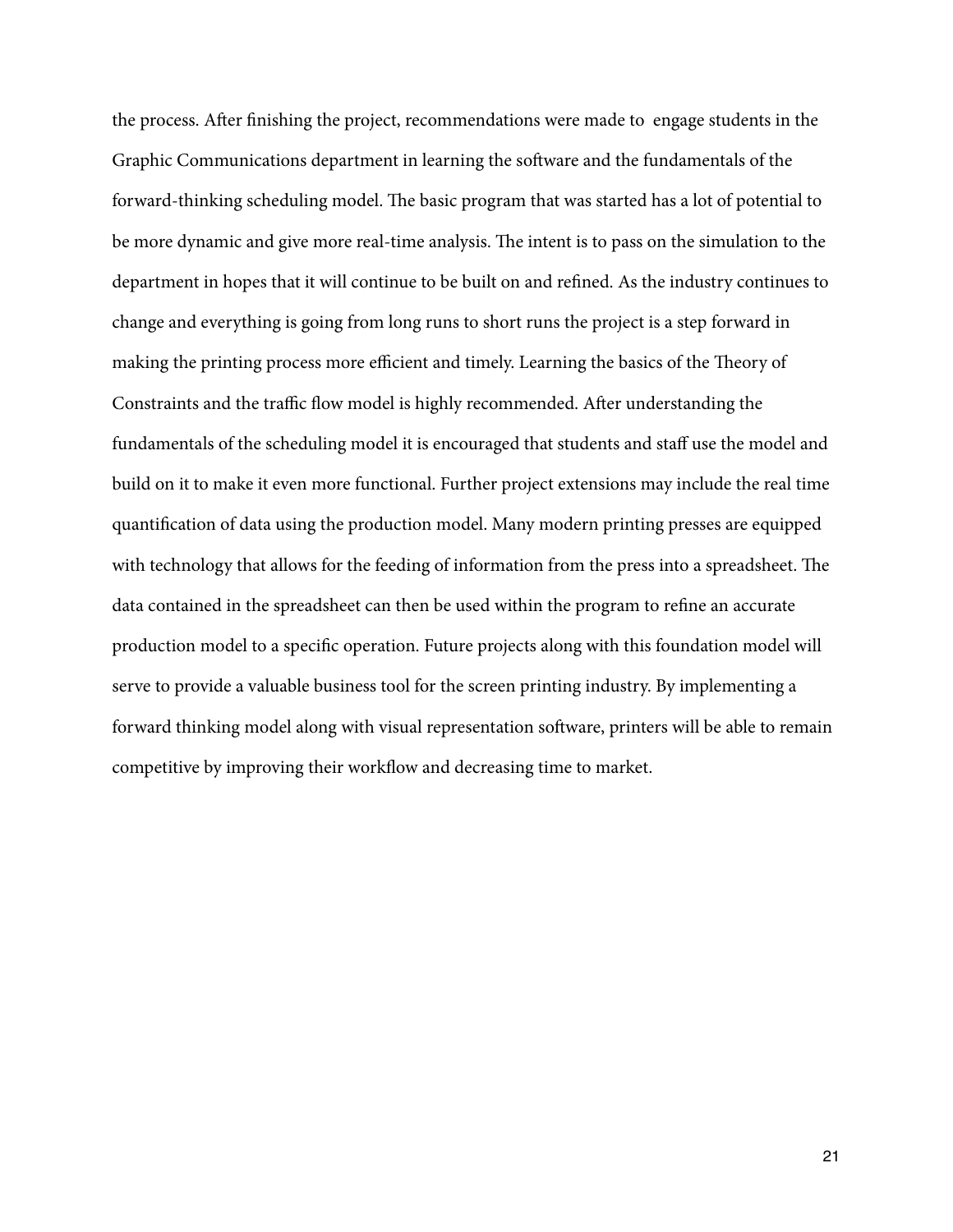the process. After finishing the project, recommendations were made to engage students in the Graphic Communications department in learning the software and the fundamentals of the forward-thinking scheduling model. The basic program that was started has a lot of potential to be more dynamic and give more real-time analysis. The intent is to pass on the simulation to the department in hopes that it will continue to be built on and refined. As the industry continues to change and everything is going from long runs to short runs the project is a step forward in making the printing process more efficient and timely. Learning the basics of the Theory of Constraints and the traffic flow model is highly recommended. After understanding the fundamentals of the scheduling model it is encouraged that students and staff use the model and build on it to make it even more functional. Further project extensions may include the real time quantification of data using the production model. Many modern printing presses are equipped with technology that allows for the feeding of information from the press into a spreadsheet. The data contained in the spreadsheet can then be used within the program to refine an accurate production model to a specific operation. Future projects along with this foundation model will serve to provide a valuable business tool for the screen printing industry. By implementing a forward thinking model along with visual representation software, printers will be able to remain competitive by improving their workflow and decreasing time to market.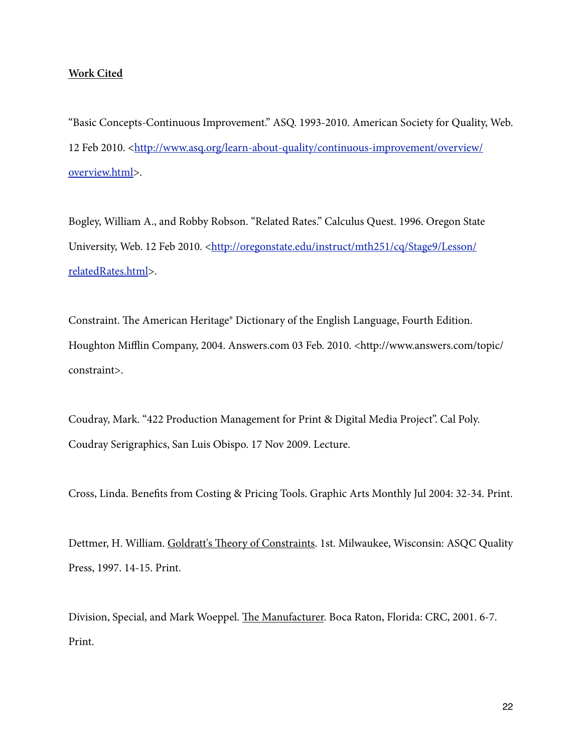**Work Cited**

"Basic Concepts-Continuous Improvement." ASQ. 1993-2010. American Society for Quality, Web. 12 Feb 2010. <[http://www.asq.org/learn-about-quality/continuous-improvement/overview/overview.html](http://www.asq.org/learn-about-quality/continuous-improvement/overview/overview.html)>.

Bogley, William A., and Robby Robson. "Related Rates." Calculus Quest. 1996. Oregon State University, Web. 12 Feb 2010. <[http://oregonstate.edu/instruct/mth251/cq/Stage9/Lesson/relatedRates.html](http://oregonstate.edu/instruct/mth251/cq/Stage9/Lesson/relatedRates.html)>.

Constraint. The American Heritage® Dictionary of the English Language, Fourth Edition. Houghton Mifflin Company, 2004. Answers.com 03 Feb. 2010. <http://www.answers.com/topic/constraint>.

Coudray, Mark. "422 Production Management for Print & Digital Media Project". Cal Poly. Coudray Serigraphics, San Luis Obispo. 17 Nov 2009. Lecture.

Cross, Linda. Benefits from Costing & Pricing Tools. Graphic Arts Monthly Jul 2004: 32-34. Print.

Dettmer, H. William. <u>Goldratt's Theory of Constraints</u>. 1st. Milwaukee, Wisconsin: ASQC Quality Press, 1997. 14-15. Print.

Division, Special, and Mark Woeppel. <u>The Manufacturer</u>. Boca Raton, Florida: CRC, 2001. 6-7. Print.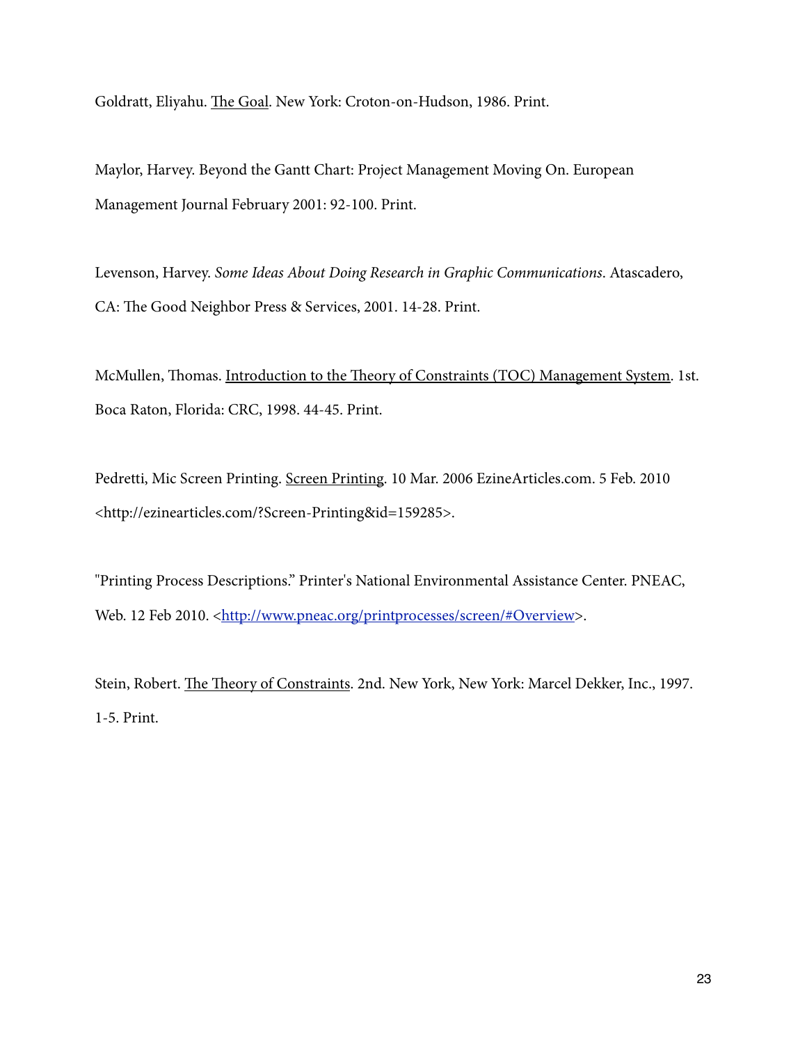Goldratt, Eliyahu. The Goal. New York: Croton-on-Hudson, 1986. Print.

Maylor, Harvey. Beyond the Gantt Chart: Project Management Moving On. European Management Journal February 2001: 92-100. Print.

Levenson, Harvey. *Some Ideas About Doing Research in Graphic Communications*. Atascadero, CA: The Good Neighbor Press & Services, 2001. 14-28. Print.

McMullen, Thomas. Introduction to the Theory of Constraints (TOC) Management System. 1st. Boca Raton, Florida: CRC, 1998. 44-45. Print.

Pedretti, Mic Screen Printing. Screen Printing. 10 Mar. 2006 EzineArticles.com. 5 Feb. 2010 <http://ezinearticles.com/?Screen-Printing&id=159285>.

"Printing Process Descriptions." Printer's National Environmental Assistance Center. PNEAC, Web. 12 Feb 2010. <http://www.pneac.org/printprocesses/screen/#Overview>.

Stein, Robert. The Theory of Constraints. 2nd. New York, New York: Marcel Dekker, Inc., 1997. 1-5. Print.